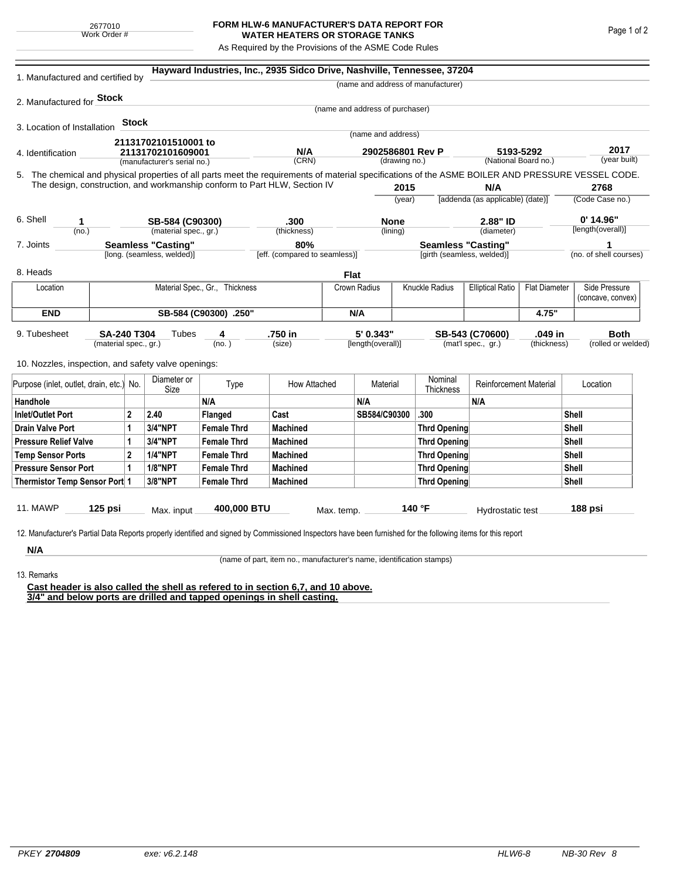2677010
Work Order #

# FORM HLW-6 MANUFACTURER'S DATA REPORT FOR WATER HEATERS OR STORAGE TANKS

As Required by the Provisions of the ASME Code Rules

1. Manufactured and certified by **Hayward Industries, Inc., 2935 Sidco Drive, Nashville, Tennessee, 37204**
(name and address of manufacturer)

2. Manufactured for **Stock**
(name and address of purchaser)

3. Location of Installation **Stock**
(name and address)

4. Identification **21131702101510001 to 21131702101609001** (manufacturer's serial no.) **N/A** (CRN) **2902586801 Rev P** (drawing no.) **5193-5292** (National Board no.) **2017** (year built)

5. The chemical and physical properties of all parts meet the requirements of material specifications of the ASME BOILER AND PRESSURE VESSEL CODE. The design, construction, and workmanship conform to Part HLW, Section IV **2015** (year) **N/A** [addenda (as applicable) (date)] **2768** (Code Case no.)

6. Shell **1** (no.) **SB-584 (C90300)** (material spec., gr.) **.300** (thickness) **None** (lining) **2.88" ID** (diameter) **0' 14.96"** [length(overall)]

7. Joints **Seamless "Casting"** [long. (seamless, welded)] **80%** [eff. (compared to seamless)] **Seamless "Casting"** [girth (seamless, welded)] **1** (no. of shell courses)

8. Heads **Flat**

| Location | Material Spec., Gr., Thickness | Crown Radius | Knuckle Radius | Elliptical Ratio | Flat Diameter | Side Pressure (concave, convex) |
|---|---|---|---|---|---|---|
| **END** | **SB-584 (C90300) .250"** | **N/A** | | | **4.75"** | |

9. Tubesheet **SA-240 T304** (material spec., gr.) Tubes **4** (no.) **.750 in** (size) **5' 0.343"** [length(overall)] **SB-543 (C70600)** (mat'l spec., gr.) **.049 in** (thickness) **Both** (rolled or welded)

10. Nozzles, inspection, and safety valve openings:

| Purpose (inlet, outlet, drain, etc.) | No. | Diameter or Size | Type | How Attached | Material | Nominal Thickness | Reinforcement Material | Location |
|---|---|---|---|---|---|---|---|---|
| **Handhole** | | | **N/A** | | **N/A** | | **N/A** | |
| **Inlet/Outlet Port** | **2** | **2.40** | **Flanged** | **Cast** | **SB584/C90300** | **.300** | | **Shell** |
| **Drain Valve Port** | **1** | **3/4"NPT** | **Female Thrd** | **Machined** | | **Thrd Opening** | | **Shell** |
| **Pressure Relief Valve** | **1** | **3/4"NPT** | **Female Thrd** | **Machined** | | **Thrd Opening** | | **Shell** |
| **Temp Sensor Ports** | **2** | **1/4"NPT** | **Female Thrd** | **Machined** | | **Thrd Opening** | | **Shell** |
| **Pressure Sensor Port** | **1** | **1/8"NPT** | **Female Thrd** | **Machined** | | **Thrd Opening** | | **Shell** |
| **Thermistor Temp Sensor Port** | **1** | **3/8"NPT** | **Female Thrd** | **Machined** | | **Thrd Opening** | | **Shell** |

11. MAWP **125 psi** Max. input **400,000 BTU** Max. temp. **140 °F** Hydrostatic test **188 psi**

12. Manufacturer's Partial Data Reports properly identified and signed by Commissioned Inspectors have been furnished for the following items for this report

**N/A**
(name of part, item no., manufacturer's name, identification stamps)

13. Remarks

**Cast header is also called the shell as refered to in section 6,7, and 10 above.**
**3/4" and below ports are drilled and tapped openings in shell casting.**

PKEY **2704809** exe: v6.2.148 HLW6-8 NB-30 Rev 8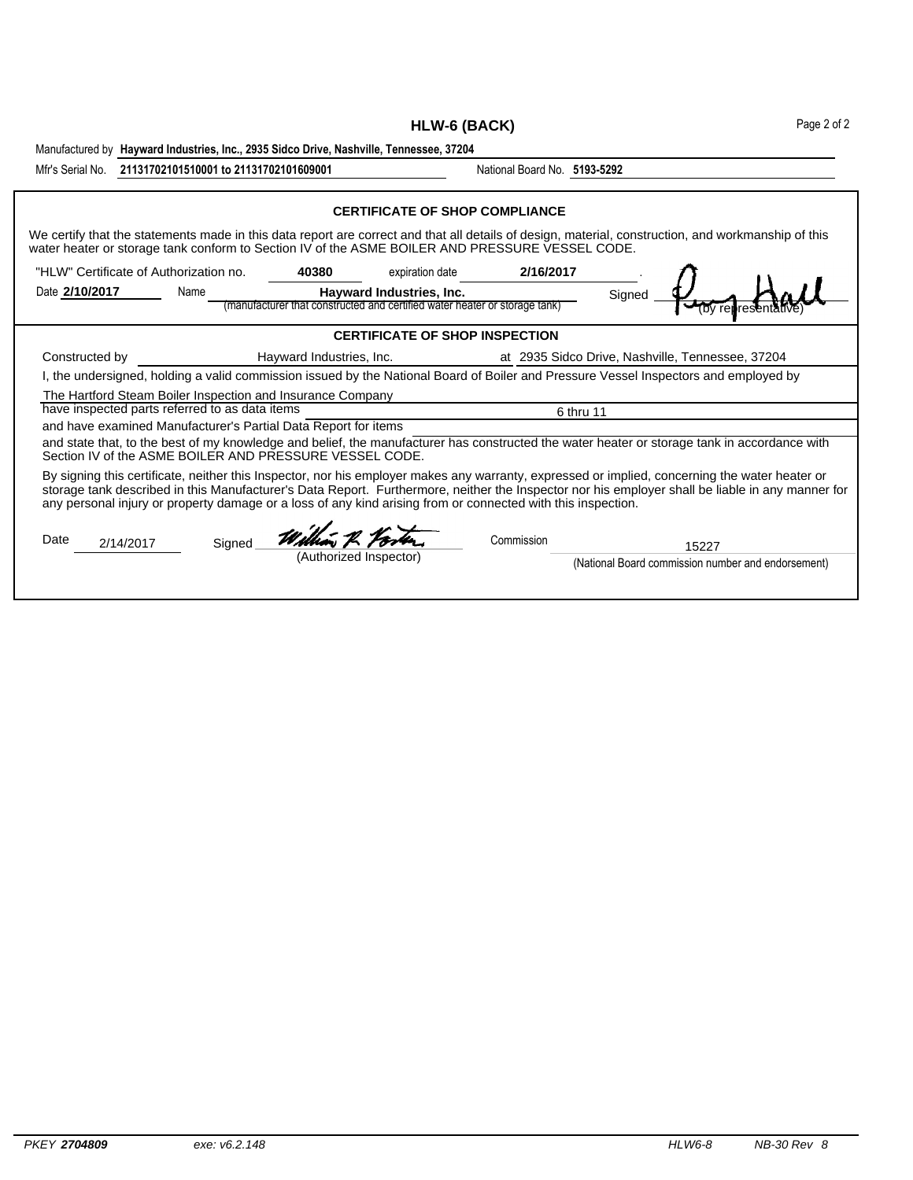# HLW-6 (BACK)

Manufactured by **Hayward Industries, Inc., 2935 Sidco Drive, Nashville, Tennessee, 37204**

Mfr's Serial No. **21131702101510001 to 21131702101609001** National Board No. **5193-5292**

## CERTIFICATE OF SHOP COMPLIANCE

We certify that the statements made in this data report are correct and that all details of design, material, construction, and workmanship of this water heater or storage tank conform to Section IV of the ASME BOILER AND PRESSURE VESSEL CODE.

"HLW" Certificate of Authorization no. **40380** expiration date **2/16/2017**.

Date **2/10/2017** Name **Hayward Industries, Inc.** Signed (signature)
(manufacturer that constructed and certified water heater or storage tank) (by representative)

## CERTIFICATE OF SHOP INSPECTION

Constructed by Hayward Industries, Inc. at 2935 Sidco Drive, Nashville, Tennessee, 37204

I, the undersigned, holding a valid commission issued by the National Board of Boiler and Pressure Vessel Inspectors and employed by The Hartford Steam Boiler Inspection and Insurance Company have inspected parts referred to as data items 6 thru 11 and have examined Manufacturer's Partial Data Report for items and state that, to the best of my knowledge and belief, the manufacturer has constructed the water heater or storage tank in accordance with Section IV of the ASME BOILER AND PRESSURE VESSEL CODE.

By signing this certificate, neither this Inspector, nor his employer makes any warranty, expressed or implied, concerning the water heater or storage tank described in this Manufacturer's Data Report. Furthermore, neither the Inspector nor his employer shall be liable in any manner for any personal injury or property damage or a loss of any kind arising from or connected with this inspection.

Date 2/14/2017 Signed (signature) (Authorized Inspector) Commission 15227 (National Board commission number and endorsement)

*PKEY 2704809* *exe: v6.2.148* *HLW6-8* *NB-30 Rev 8*